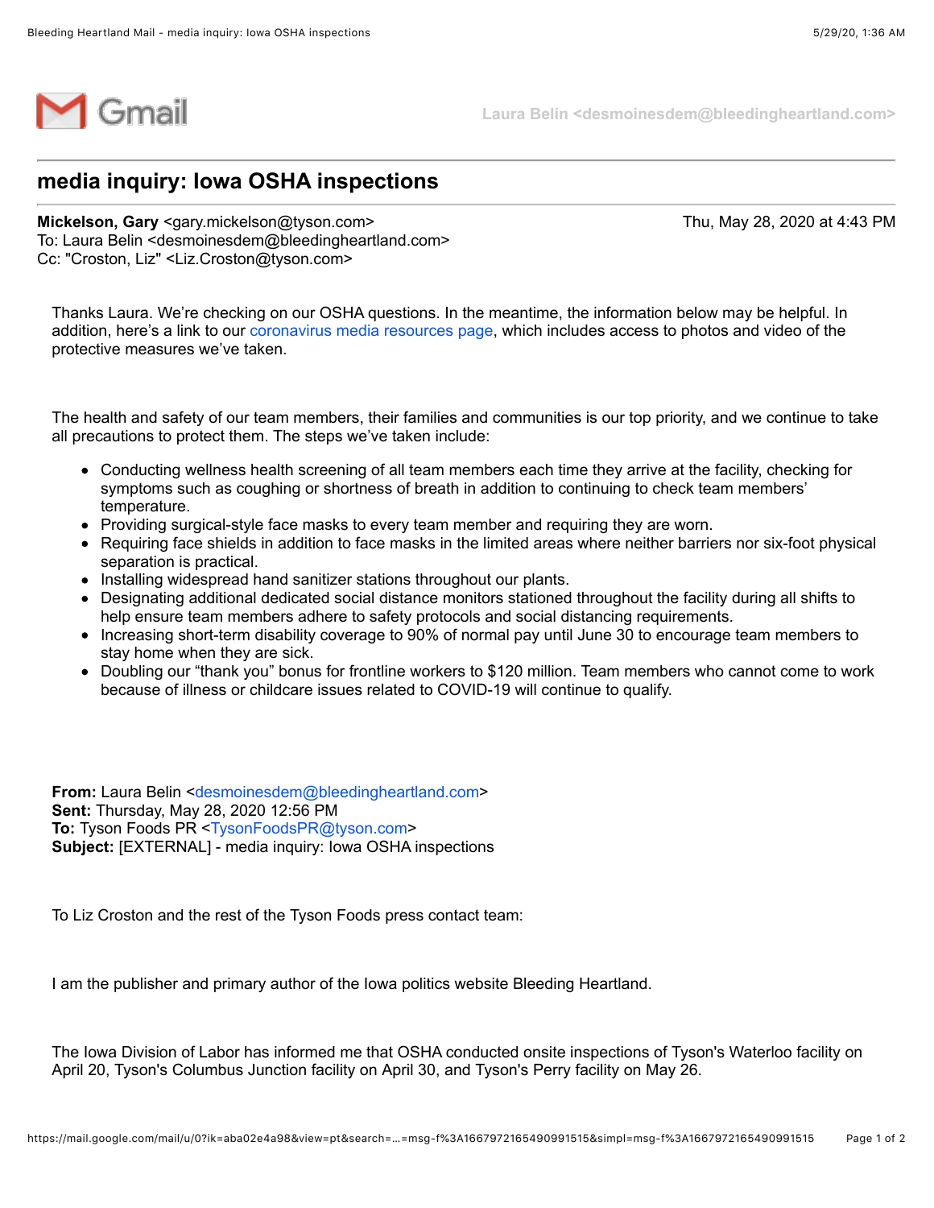Laura Belin <desmoinesdem@bleedingheartland.com>

# media inquiry: Iowa OSHA inspections

**Mickelson, Gary** <gary.mickelson@tyson.com> Thu, May 28, 2020 at 4:43 PM
To: Laura Belin <desmoinesdem@bleedingheartland.com>
Cc: "Croston, Liz" <Liz.Croston@tyson.com>

Thanks Laura. We're checking on our OSHA questions. In the meantime, the information below may be helpful. In addition, here's a link to our coronavirus media resources page, which includes access to photos and video of the protective measures we've taken.

The health and safety of our team members, their families and communities is our top priority, and we continue to take all precautions to protect them. The steps we've taken include:

- Conducting wellness health screening of all team members each time they arrive at the facility, checking for symptoms such as coughing or shortness of breath in addition to continuing to check team members' temperature.
- Providing surgical-style face masks to every team member and requiring they are worn.
- Requiring face shields in addition to face masks in the limited areas where neither barriers nor six-foot physical separation is practical.
- Installing widespread hand sanitizer stations throughout our plants.
- Designating additional dedicated social distance monitors stationed throughout the facility during all shifts to help ensure team members adhere to safety protocols and social distancing requirements.
- Increasing short-term disability coverage to 90% of normal pay until June 30 to encourage team members to stay home when they are sick.
- Doubling our "thank you" bonus for frontline workers to $120 million. Team members who cannot come to work because of illness or childcare issues related to COVID-19 will continue to qualify.

**From:** Laura Belin <desmoinesdem@bleedingheartland.com>
**Sent:** Thursday, May 28, 2020 12:56 PM
**To:** Tyson Foods PR <TysonFoodsPR@tyson.com>
**Subject:** [EXTERNAL] - media inquiry: Iowa OSHA inspections

To Liz Croston and the rest of the Tyson Foods press contact team:

I am the publisher and primary author of the Iowa politics website Bleeding Heartland.

The Iowa Division of Labor has informed me that OSHA conducted onsite inspections of Tyson's Waterloo facility on April 20, Tyson's Columbus Junction facility on April 30, and Tyson's Perry facility on May 26.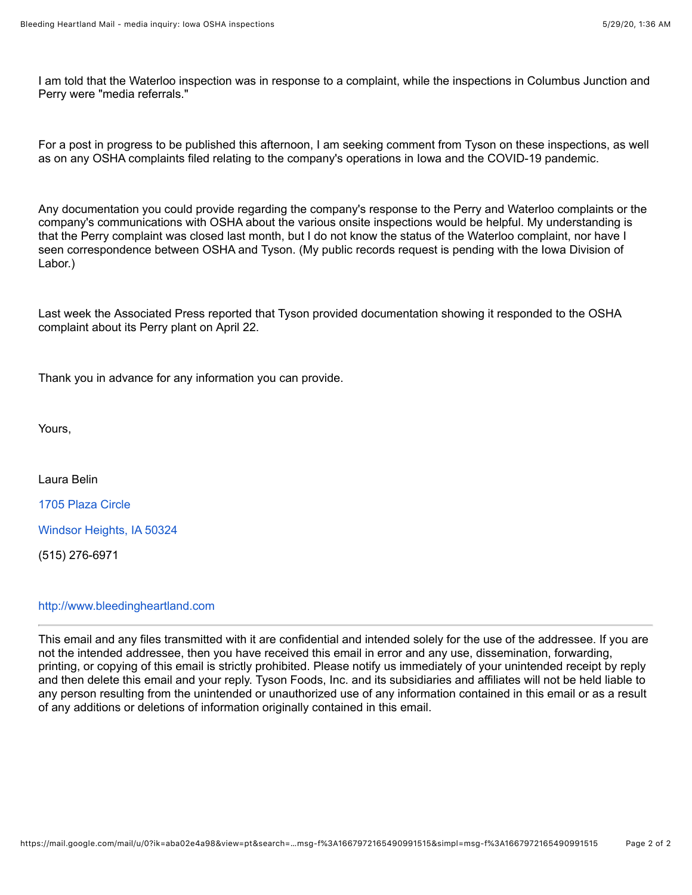I am told that the Waterloo inspection was in response to a complaint, while the inspections in Columbus Junction and Perry were "media referrals."

For a post in progress to be published this afternoon, I am seeking comment from Tyson on these inspections, as well as on any OSHA complaints filed relating to the company's operations in Iowa and the COVID-19 pandemic.

Any documentation you could provide regarding the company's response to the Perry and Waterloo complaints or the company's communications with OSHA about the various onsite inspections would be helpful. My understanding is that the Perry complaint was closed last month, but I do not know the status of the Waterloo complaint, nor have I seen correspondence between OSHA and Tyson. (My public records request is pending with the Iowa Division of Labor.)

Last week the Associated Press reported that Tyson provided documentation showing it responded to the OSHA complaint about its Perry plant on April 22.

Thank you in advance for any information you can provide.

Yours,

Laura Belin

1705 Plaza Circle

Windsor Heights, IA 50324

(515) 276-6971

http://www.bleedingheartland.com

---

This email and any files transmitted with it are confidential and intended solely for the use of the addressee. If you are not the intended addressee, then you have received this email in error and any use, dissemination, forwarding, printing, or copying of this email is strictly prohibited. Please notify us immediately of your unintended receipt by reply and then delete this email and your reply. Tyson Foods, Inc. and its subsidiaries and affiliates will not be held liable to any person resulting from the unintended or unauthorized use of any information contained in this email or as a result of any additions or deletions of information originally contained in this email.